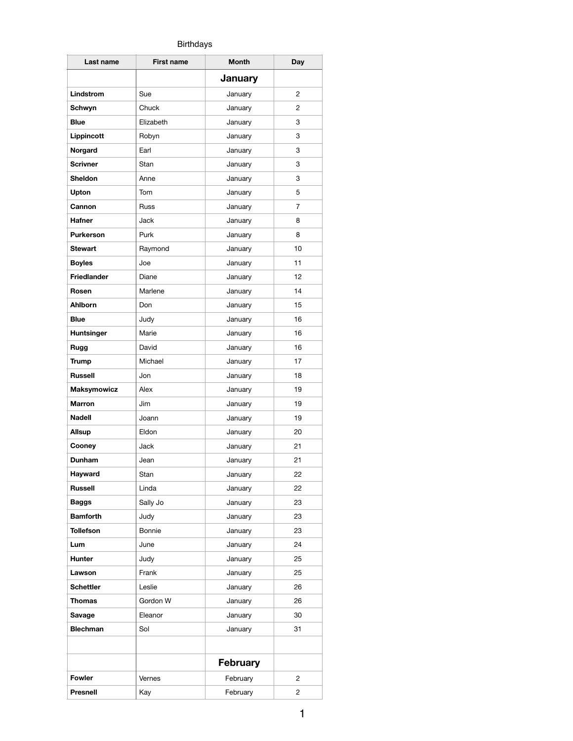Birthdays

| Last name | First name | Month | Day |
|---|---|---|---|
| | | **January** | |
| **Lindstrom** | Sue | January | 2 |
| **Schwyn** | Chuck | January | 2 |
| **Blue** | Elizabeth | January | 3 |
| **Lippincott** | Robyn | January | 3 |
| **Norgard** | Earl | January | 3 |
| **Scrivner** | Stan | January | 3 |
| **Sheldon** | Anne | January | 3 |
| **Upton** | Tom | January | 5 |
| **Cannon** | Russ | January | 7 |
| **Hafner** | Jack | January | 8 |
| **Purkerson** | Purk | January | 8 |
| **Stewart** | Raymond | January | 10 |
| **Boyles** | Joe | January | 11 |
| **Friedlander** | Diane | January | 12 |
| **Rosen** | Marlene | January | 14 |
| **Ahlborn** | Don | January | 15 |
| **Blue** | Judy | January | 16 |
| **Huntsinger** | Marie | January | 16 |
| **Rugg** | David | January | 16 |
| **Trump** | Michael | January | 17 |
| **Russell** | Jon | January | 18 |
| **Maksymowicz** | Alex | January | 19 |
| **Marron** | Jim | January | 19 |
| **Nadell** | Joann | January | 19 |
| **Allsup** | Eldon | January | 20 |
| **Cooney** | Jack | January | 21 |
| **Dunham** | Jean | January | 21 |
| **Hayward** | Stan | January | 22 |
| **Russell** | Linda | January | 22 |
| **Baggs** | Sally Jo | January | 23 |
| **Bamforth** | Judy | January | 23 |
| **Tollefson** | Bonnie | January | 23 |
| **Lum** | June | January | 24 |
| **Hunter** | Judy | January | 25 |
| **Lawson** | Frank | January | 25 |
| **Schettler** | Leslie | January | 26 |
| **Thomas** | Gordon W | January | 26 |
| **Savage** | Eleanor | January | 30 |
| **Blechman** | Sol | January | 31 |
| | | | |
| | | **February** | |
| **Fowler** | Vernes | February | 2 |
| **Presnell** | Kay | February | 2 |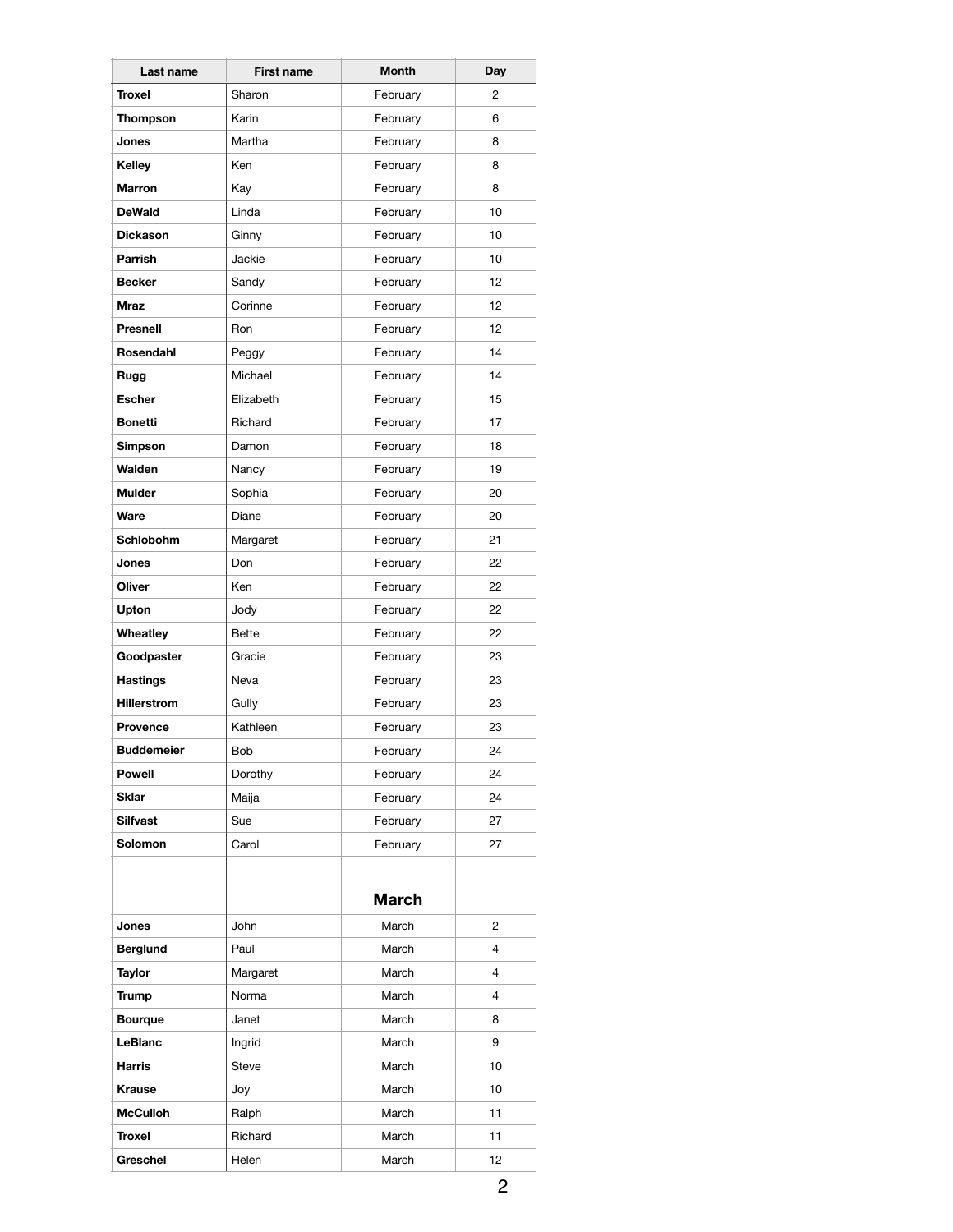| Last name | First name | Month | Day |
|---|---|---|---|
| **Troxel** | Sharon | February | 2 |
| **Thompson** | Karin | February | 6 |
| **Jones** | Martha | February | 8 |
| **Kelley** | Ken | February | 8 |
| **Marron** | Kay | February | 8 |
| **DeWald** | Linda | February | 10 |
| **Dickason** | Ginny | February | 10 |
| **Parrish** | Jackie | February | 10 |
| **Becker** | Sandy | February | 12 |
| **Mraz** | Corinne | February | 12 |
| **Presnell** | Ron | February | 12 |
| **Rosendahl** | Peggy | February | 14 |
| **Rugg** | Michael | February | 14 |
| **Escher** | Elizabeth | February | 15 |
| **Bonetti** | Richard | February | 17 |
| **Simpson** | Damon | February | 18 |
| **Walden** | Nancy | February | 19 |
| **Mulder** | Sophia | February | 20 |
| **Ware** | Diane | February | 20 |
| **Schlobohm** | Margaret | February | 21 |
| **Jones** | Don | February | 22 |
| **Oliver** | Ken | February | 22 |
| **Upton** | Jody | February | 22 |
| **Wheatley** | Bette | February | 22 |
| **Goodpaster** | Gracie | February | 23 |
| **Hastings** | Neva | February | 23 |
| **Hillerstrom** | Gully | February | 23 |
| **Provence** | Kathleen | February | 23 |
| **Buddemeier** | Bob | February | 24 |
| **Powell** | Dorothy | February | 24 |
| **Sklar** | Maija | February | 24 |
| **Silfvast** | Sue | February | 27 |
| **Solomon** | Carol | February | 27 |
| | | | |
| | | **March** | |
| **Jones** | John | March | 2 |
| **Berglund** | Paul | March | 4 |
| **Taylor** | Margaret | March | 4 |
| **Trump** | Norma | March | 4 |
| **Bourque** | Janet | March | 8 |
| **LeBlanc** | Ingrid | March | 9 |
| **Harris** | Steve | March | 10 |
| **Krause** | Joy | March | 10 |
| **McCulloh** | Ralph | March | 11 |
| **Troxel** | Richard | March | 11 |
| **Greschel** | Helen | March | 12 |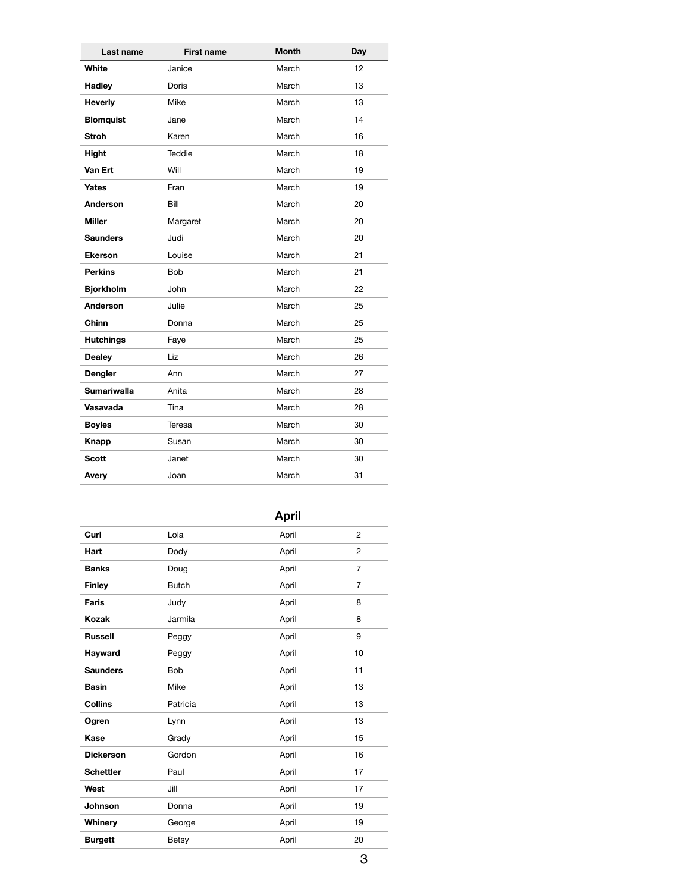| Last name | First name | Month | Day |
|---|---|---|---|
| **White** | Janice | March | 12 |
| **Hadley** | Doris | March | 13 |
| **Heverly** | Mike | March | 13 |
| **Blomquist** | Jane | March | 14 |
| **Stroh** | Karen | March | 16 |
| **Hight** | Teddie | March | 18 |
| **Van Ert** | Will | March | 19 |
| **Yates** | Fran | March | 19 |
| **Anderson** | Bill | March | 20 |
| **Miller** | Margaret | March | 20 |
| **Saunders** | Judi | March | 20 |
| **Ekerson** | Louise | March | 21 |
| **Perkins** | Bob | March | 21 |
| **Bjorkholm** | John | March | 22 |
| **Anderson** | Julie | March | 25 |
| **Chinn** | Donna | March | 25 |
| **Hutchings** | Faye | March | 25 |
| **Dealey** | Liz | March | 26 |
| **Dengler** | Ann | March | 27 |
| **Sumariwalla** | Anita | March | 28 |
| **Vasavada** | Tina | March | 28 |
| **Boyles** | Teresa | March | 30 |
| **Knapp** | Susan | March | 30 |
| **Scott** | Janet | March | 30 |
| **Avery** | Joan | March | 31 |
| | | | |
| | | **April** | |
| **Curl** | Lola | April | 2 |
| **Hart** | Dody | April | 2 |
| **Banks** | Doug | April | 7 |
| **Finley** | Butch | April | 7 |
| **Faris** | Judy | April | 8 |
| **Kozak** | Jarmila | April | 8 |
| **Russell** | Peggy | April | 9 |
| **Hayward** | Peggy | April | 10 |
| **Saunders** | Bob | April | 11 |
| **Basin** | Mike | April | 13 |
| **Collins** | Patricia | April | 13 |
| **Ogren** | Lynn | April | 13 |
| **Kase** | Grady | April | 15 |
| **Dickerson** | Gordon | April | 16 |
| **Schettler** | Paul | April | 17 |
| **West** | Jill | April | 17 |
| **Johnson** | Donna | April | 19 |
| **Whinery** | George | April | 19 |
| **Burgett** | Betsy | April | 20 |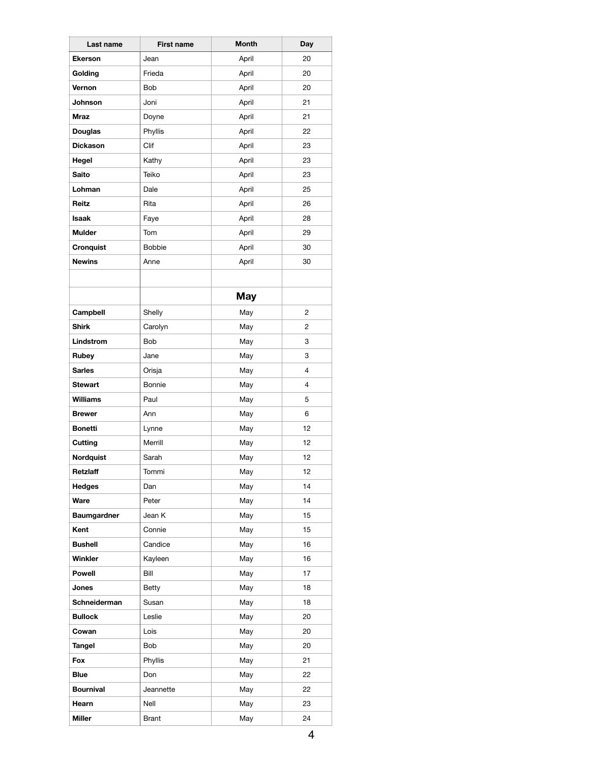| Last name | First name | Month | Day |
|---|---|---|---|
| **Ekerson** | Jean | April | 20 |
| **Golding** | Frieda | April | 20 |
| **Vernon** | Bob | April | 20 |
| **Johnson** | Joni | April | 21 |
| **Mraz** | Doyne | April | 21 |
| **Douglas** | Phyllis | April | 22 |
| **Dickason** | Clif | April | 23 |
| **Hegel** | Kathy | April | 23 |
| **Saito** | Teiko | April | 23 |
| **Lohman** | Dale | April | 25 |
| **Reitz** | Rita | April | 26 |
| **Isaak** | Faye | April | 28 |
| **Mulder** | Tom | April | 29 |
| **Cronquist** | Bobbie | April | 30 |
| **Newins** | Anne | April | 30 |
| | | | |
| | | **May** | |
| **Campbell** | Shelly | May | 2 |
| **Shirk** | Carolyn | May | 2 |
| **Lindstrom** | Bob | May | 3 |
| **Rubey** | Jane | May | 3 |
| **Sarles** | Orisja | May | 4 |
| **Stewart** | Bonnie | May | 4 |
| **Williams** | Paul | May | 5 |
| **Brewer** | Ann | May | 6 |
| **Bonetti** | Lynne | May | 12 |
| **Cutting** | Merrill | May | 12 |
| **Nordquist** | Sarah | May | 12 |
| **Retzlaff** | Tommi | May | 12 |
| **Hedges** | Dan | May | 14 |
| **Ware** | Peter | May | 14 |
| **Baumgardner** | Jean K | May | 15 |
| **Kent** | Connie | May | 15 |
| **Bushell** | Candice | May | 16 |
| **Winkler** | Kayleen | May | 16 |
| **Powell** | Bill | May | 17 |
| **Jones** | Betty | May | 18 |
| **Schneiderman** | Susan | May | 18 |
| **Bullock** | Leslie | May | 20 |
| **Cowan** | Lois | May | 20 |
| **Tangel** | Bob | May | 20 |
| **Fox** | Phyllis | May | 21 |
| **Blue** | Don | May | 22 |
| **Bournival** | Jeannette | May | 22 |
| **Hearn** | Nell | May | 23 |
| **Miller** | Brant | May | 24 |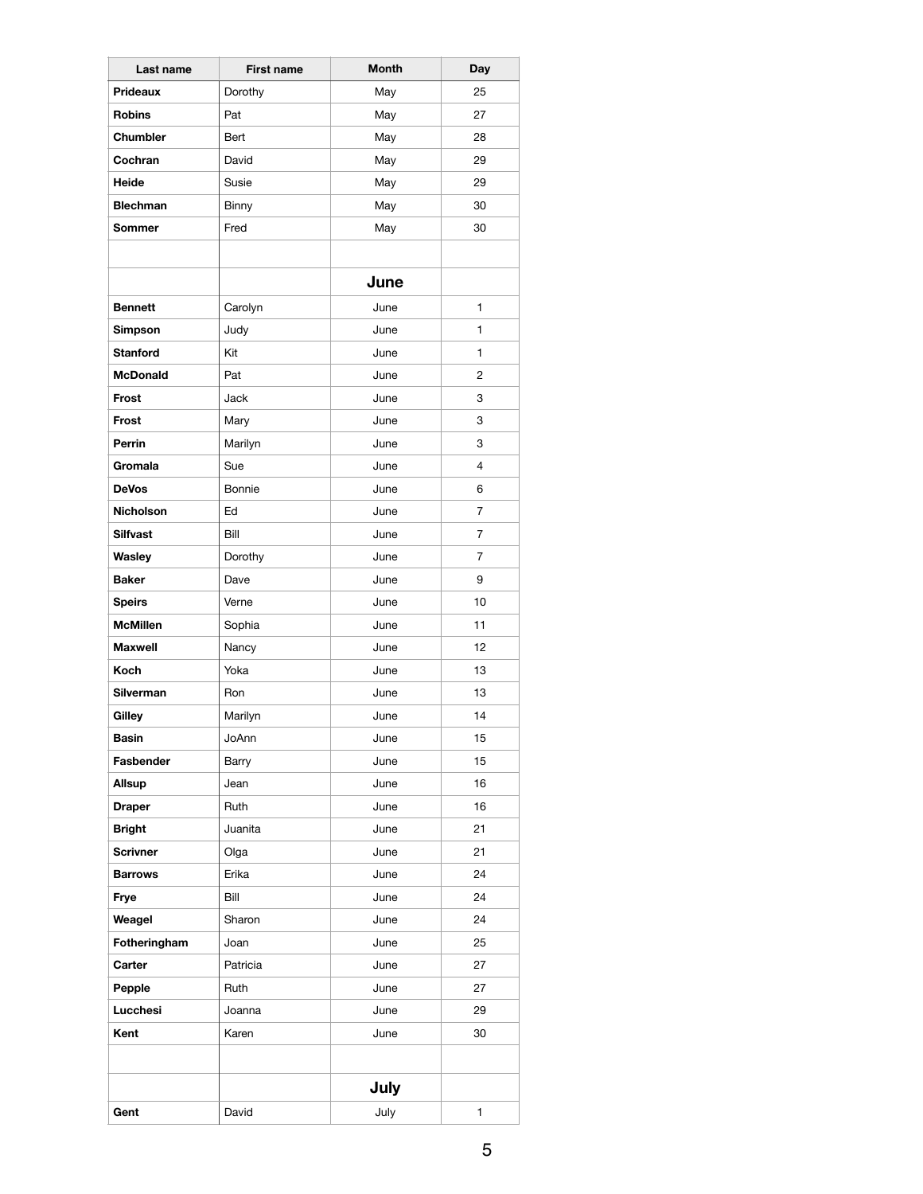| Last name | First name | Month | Day |
|---|---|---|---|
| **Prideaux** | Dorothy | May | 25 |
| **Robins** | Pat | May | 27 |
| **Chumbler** | Bert | May | 28 |
| **Cochran** | David | May | 29 |
| **Heide** | Susie | May | 29 |
| **Blechman** | Binny | May | 30 |
| **Sommer** | Fred | May | 30 |
| | | | |
| | | **June** | |
| **Bennett** | Carolyn | June | 1 |
| **Simpson** | Judy | June | 1 |
| **Stanford** | Kit | June | 1 |
| **McDonald** | Pat | June | 2 |
| **Frost** | Jack | June | 3 |
| **Frost** | Mary | June | 3 |
| **Perrin** | Marilyn | June | 3 |
| **Gromala** | Sue | June | 4 |
| **DeVos** | Bonnie | June | 6 |
| **Nicholson** | Ed | June | 7 |
| **Silfvast** | Bill | June | 7 |
| **Wasley** | Dorothy | June | 7 |
| **Baker** | Dave | June | 9 |
| **Speirs** | Verne | June | 10 |
| **McMillen** | Sophia | June | 11 |
| **Maxwell** | Nancy | June | 12 |
| **Koch** | Yoka | June | 13 |
| **Silverman** | Ron | June | 13 |
| **Gilley** | Marilyn | June | 14 |
| **Basin** | JoAnn | June | 15 |
| **Fasbender** | Barry | June | 15 |
| **Allsup** | Jean | June | 16 |
| **Draper** | Ruth | June | 16 |
| **Bright** | Juanita | June | 21 |
| **Scrivner** | Olga | June | 21 |
| **Barrows** | Erika | June | 24 |
| **Frye** | Bill | June | 24 |
| **Weagel** | Sharon | June | 24 |
| **Fotheringham** | Joan | June | 25 |
| **Carter** | Patricia | June | 27 |
| **Pepple** | Ruth | June | 27 |
| **Lucchesi** | Joanna | June | 29 |
| **Kent** | Karen | June | 30 |
| | | | |
| | | **July** | |
| **Gent** | David | July | 1 |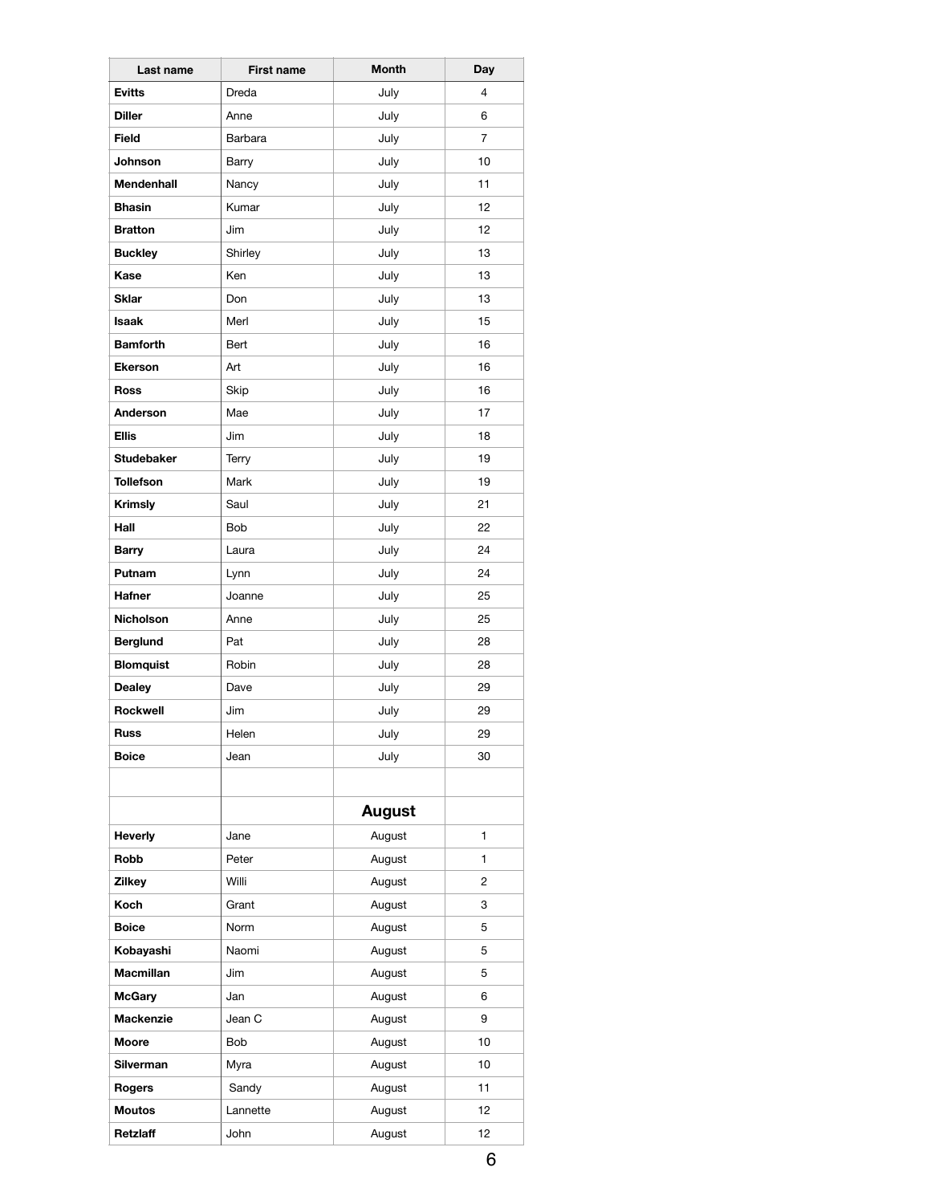| Last name | First name | Month | Day |
| --- | --- | --- | --- |
| **Evitts** | Dreda | July | 4 |
| **Diller** | Anne | July | 6 |
| **Field** | Barbara | July | 7 |
| **Johnson** | Barry | July | 10 |
| **Mendenhall** | Nancy | July | 11 |
| **Bhasin** | Kumar | July | 12 |
| **Bratton** | Jim | July | 12 |
| **Buckley** | Shirley | July | 13 |
| **Kase** | Ken | July | 13 |
| **Sklar** | Don | July | 13 |
| **Isaak** | Merl | July | 15 |
| **Bamforth** | Bert | July | 16 |
| **Ekerson** | Art | July | 16 |
| **Ross** | Skip | July | 16 |
| **Anderson** | Mae | July | 17 |
| **Ellis** | Jim | July | 18 |
| **Studebaker** | Terry | July | 19 |
| **Tollefson** | Mark | July | 19 |
| **Krimsly** | Saul | July | 21 |
| **Hall** | Bob | July | 22 |
| **Barry** | Laura | July | 24 |
| **Putnam** | Lynn | July | 24 |
| **Hafner** | Joanne | July | 25 |
| **Nicholson** | Anne | July | 25 |
| **Berglund** | Pat | July | 28 |
| **Blomquist** | Robin | July | 28 |
| **Dealey** | Dave | July | 29 |
| **Rockwell** | Jim | July | 29 |
| **Russ** | Helen | July | 29 |
| **Boice** | Jean | July | 30 |
| | | | |
| | | **August** | |
| **Heverly** | Jane | August | 1 |
| **Robb** | Peter | August | 1 |
| **Zilkey** | Willi | August | 2 |
| **Koch** | Grant | August | 3 |
| **Boice** | Norm | August | 5 |
| **Kobayashi** | Naomi | August | 5 |
| **Macmillan** | Jim | August | 5 |
| **McGary** | Jan | August | 6 |
| **Mackenzie** | Jean C | August | 9 |
| **Moore** | Bob | August | 10 |
| **Silverman** | Myra | August | 10 |
| **Rogers** | Sandy | August | 11 |
| **Moutos** | Lannette | August | 12 |
| **Retzlaff** | John | August | 12 |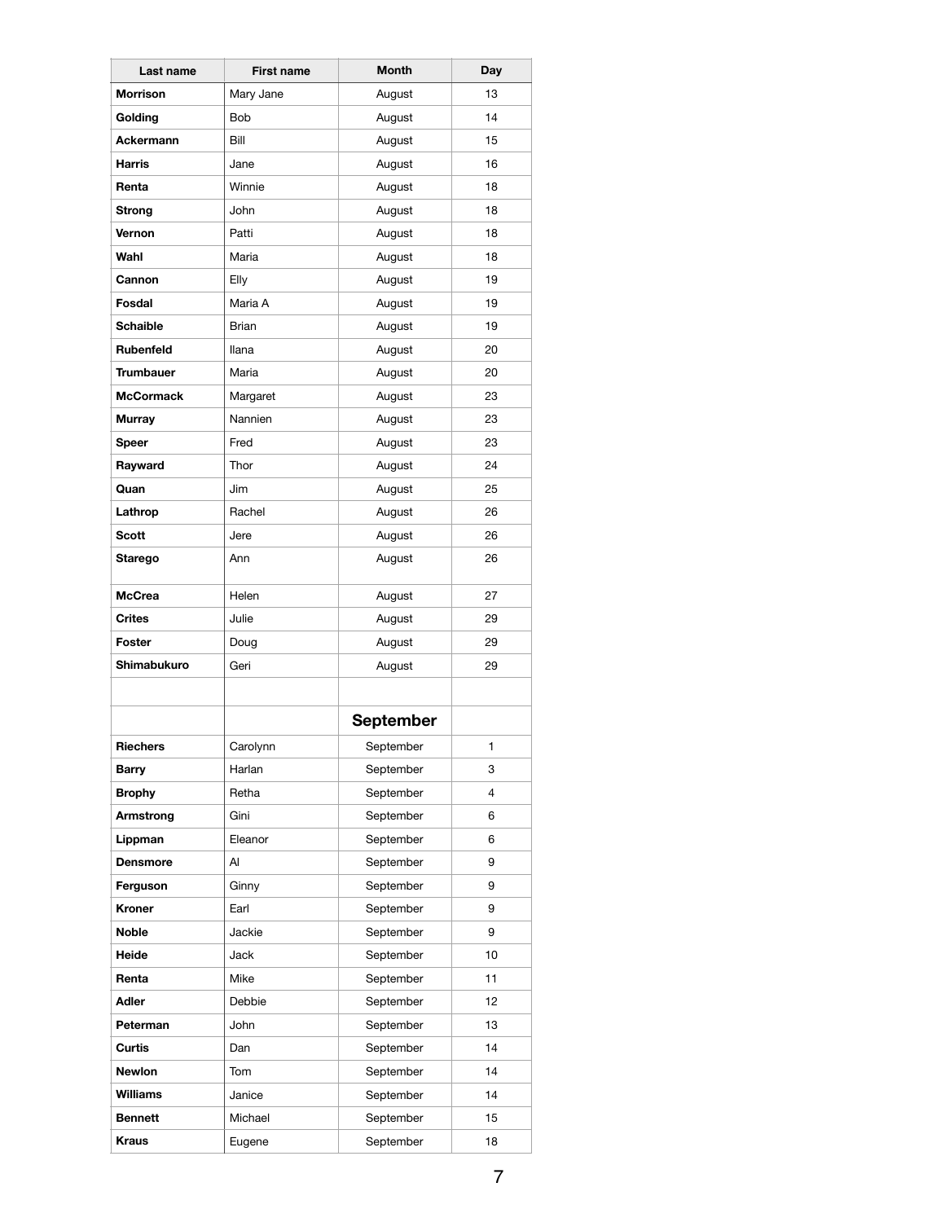| Last name | First name | Month | Day |
|---|---|---|---|
| **Morrison** | Mary Jane | August | 13 |
| **Golding** | Bob | August | 14 |
| **Ackermann** | Bill | August | 15 |
| **Harris** | Jane | August | 16 |
| **Renta** | Winnie | August | 18 |
| **Strong** | John | August | 18 |
| **Vernon** | Patti | August | 18 |
| **Wahl** | Maria | August | 18 |
| **Cannon** | Elly | August | 19 |
| **Fosdal** | Maria A | August | 19 |
| **Schaible** | Brian | August | 19 |
| **Rubenfeld** | Ilana | August | 20 |
| **Trumbauer** | Maria | August | 20 |
| **McCormack** | Margaret | August | 23 |
| **Murray** | Nannien | August | 23 |
| **Speer** | Fred | August | 23 |
| **Rayward** | Thor | August | 24 |
| **Quan** | Jim | August | 25 |
| **Lathrop** | Rachel | August | 26 |
| **Scott** | Jere | August | 26 |
| **Starego** | Ann | August | 26 |
| **McCrea** | Helen | August | 27 |
| **Crites** | Julie | August | 29 |
| **Foster** | Doug | August | 29 |
| **Shimabukuro** | Geri | August | 29 |
| | | | |
| | | **September** | |
| **Riechers** | Carolynn | September | 1 |
| **Barry** | Harlan | September | 3 |
| **Brophy** | Retha | September | 4 |
| **Armstrong** | Gini | September | 6 |
| **Lippman** | Eleanor | September | 6 |
| **Densmore** | Al | September | 9 |
| **Ferguson** | Ginny | September | 9 |
| **Kroner** | Earl | September | 9 |
| **Noble** | Jackie | September | 9 |
| **Heide** | Jack | September | 10 |
| **Renta** | Mike | September | 11 |
| **Adler** | Debbie | September | 12 |
| **Peterman** | John | September | 13 |
| **Curtis** | Dan | September | 14 |
| **Newlon** | Tom | September | 14 |
| **Williams** | Janice | September | 14 |
| **Bennett** | Michael | September | 15 |
| **Kraus** | Eugene | September | 18 |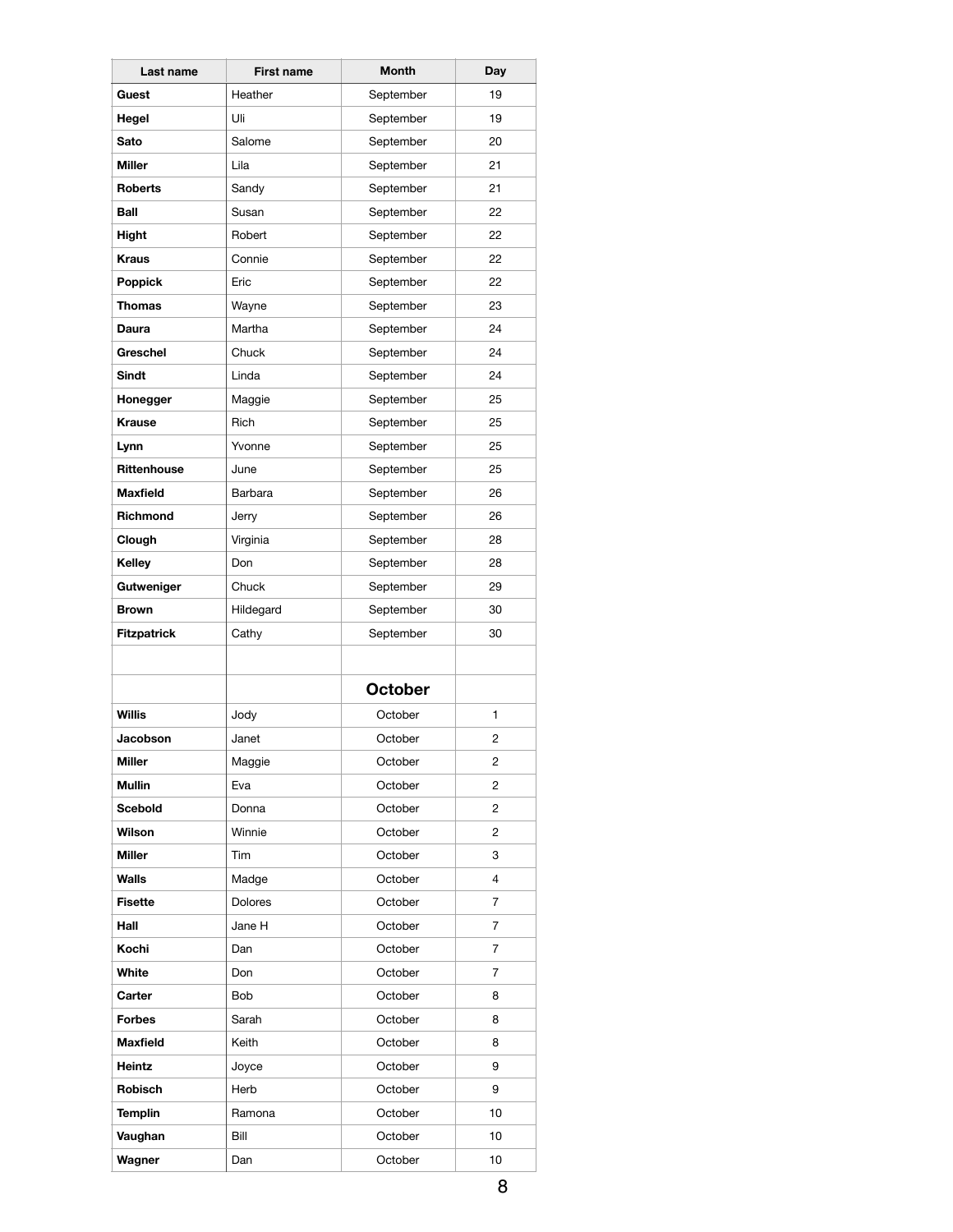| Last name | First name | Month | Day |
|---|---|---|---|
| **Guest** | Heather | September | 19 |
| **Hegel** | Uli | September | 19 |
| **Sato** | Salome | September | 20 |
| **Miller** | Lila | September | 21 |
| **Roberts** | Sandy | September | 21 |
| **Ball** | Susan | September | 22 |
| **Hight** | Robert | September | 22 |
| **Kraus** | Connie | September | 22 |
| **Poppick** | Eric | September | 22 |
| **Thomas** | Wayne | September | 23 |
| **Daura** | Martha | September | 24 |
| **Greschel** | Chuck | September | 24 |
| **Sindt** | Linda | September | 24 |
| **Honegger** | Maggie | September | 25 |
| **Krause** | Rich | September | 25 |
| **Lynn** | Yvonne | September | 25 |
| **Rittenhouse** | June | September | 25 |
| **Maxfield** | Barbara | September | 26 |
| **Richmond** | Jerry | September | 26 |
| **Clough** | Virginia | September | 28 |
| **Kelley** | Don | September | 28 |
| **Gutweniger** | Chuck | September | 29 |
| **Brown** | Hildegard | September | 30 |
| **Fitzpatrick** | Cathy | September | 30 |
| | | | |
| | | **October** | |
| **Willis** | Jody | October | 1 |
| **Jacobson** | Janet | October | 2 |
| **Miller** | Maggie | October | 2 |
| **Mullin** | Eva | October | 2 |
| **Scebold** | Donna | October | 2 |
| **Wilson** | Winnie | October | 2 |
| **Miller** | Tim | October | 3 |
| **Walls** | Madge | October | 4 |
| **Fisette** | Dolores | October | 7 |
| **Hall** | Jane H | October | 7 |
| **Kochi** | Dan | October | 7 |
| **White** | Don | October | 7 |
| **Carter** | Bob | October | 8 |
| **Forbes** | Sarah | October | 8 |
| **Maxfield** | Keith | October | 8 |
| **Heintz** | Joyce | October | 9 |
| **Robisch** | Herb | October | 9 |
| **Templin** | Ramona | October | 10 |
| **Vaughan** | Bill | October | 10 |
| **Wagner** | Dan | October | 10 |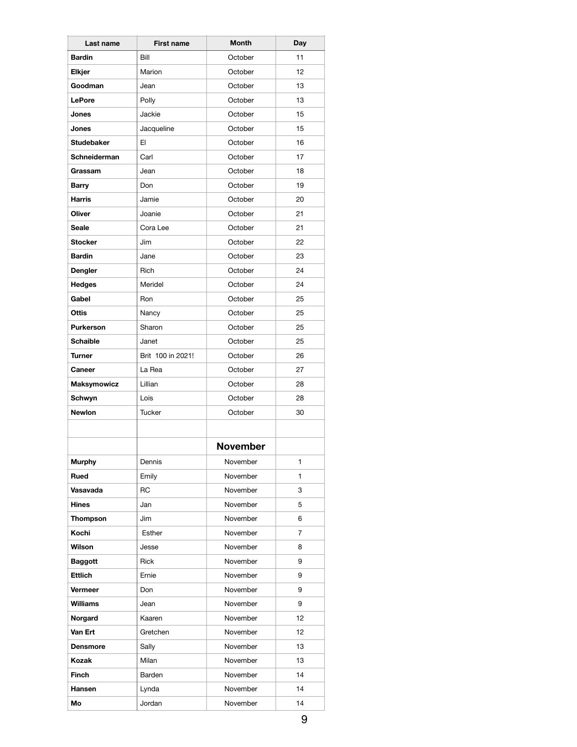| Last name | First name | Month | Day |
|---|---|---|---|
| **Bardin** | Bill | October | 11 |
| **Elkjer** | Marion | October | 12 |
| **Goodman** | Jean | October | 13 |
| **LePore** | Polly | October | 13 |
| **Jones** | Jackie | October | 15 |
| **Jones** | Jacqueline | October | 15 |
| **Studebaker** | El | October | 16 |
| **Schneiderman** | Carl | October | 17 |
| **Grassam** | Jean | October | 18 |
| **Barry** | Don | October | 19 |
| **Harris** | Jamie | October | 20 |
| **Oliver** | Joanie | October | 21 |
| **Seale** | Cora Lee | October | 21 |
| **Stocker** | Jim | October | 22 |
| **Bardin** | Jane | October | 23 |
| **Dengler** | Rich | October | 24 |
| **Hedges** | Meridel | October | 24 |
| **Gabel** | Ron | October | 25 |
| **Ottis** | Nancy | October | 25 |
| **Purkerson** | Sharon | October | 25 |
| **Schaible** | Janet | October | 25 |
| **Turner** | Brit 100 in 2021! | October | 26 |
| **Caneer** | La Rea | October | 27 |
| **Maksymowicz** | Lillian | October | 28 |
| **Schwyn** | Lois | October | 28 |
| **Newlon** | Tucker | October | 30 |
| | | | |
| | | **November** | |
| **Murphy** | Dennis | November | 1 |
| **Rued** | Emily | November | 1 |
| **Vasavada** | RC | November | 3 |
| **Hines** | Jan | November | 5 |
| **Thompson** | Jim | November | 6 |
| **Kochi** | Esther | November | 7 |
| **Wilson** | Jesse | November | 8 |
| **Baggott** | Rick | November | 9 |
| **Ettlich** | Ernie | November | 9 |
| **Vermeer** | Don | November | 9 |
| **Williams** | Jean | November | 9 |
| **Norgard** | Kaaren | November | 12 |
| **Van Ert** | Gretchen | November | 12 |
| **Densmore** | Sally | November | 13 |
| **Kozak** | Milan | November | 13 |
| **Finch** | Barden | November | 14 |
| **Hansen** | Lynda | November | 14 |
| **Mo** | Jordan | November | 14 |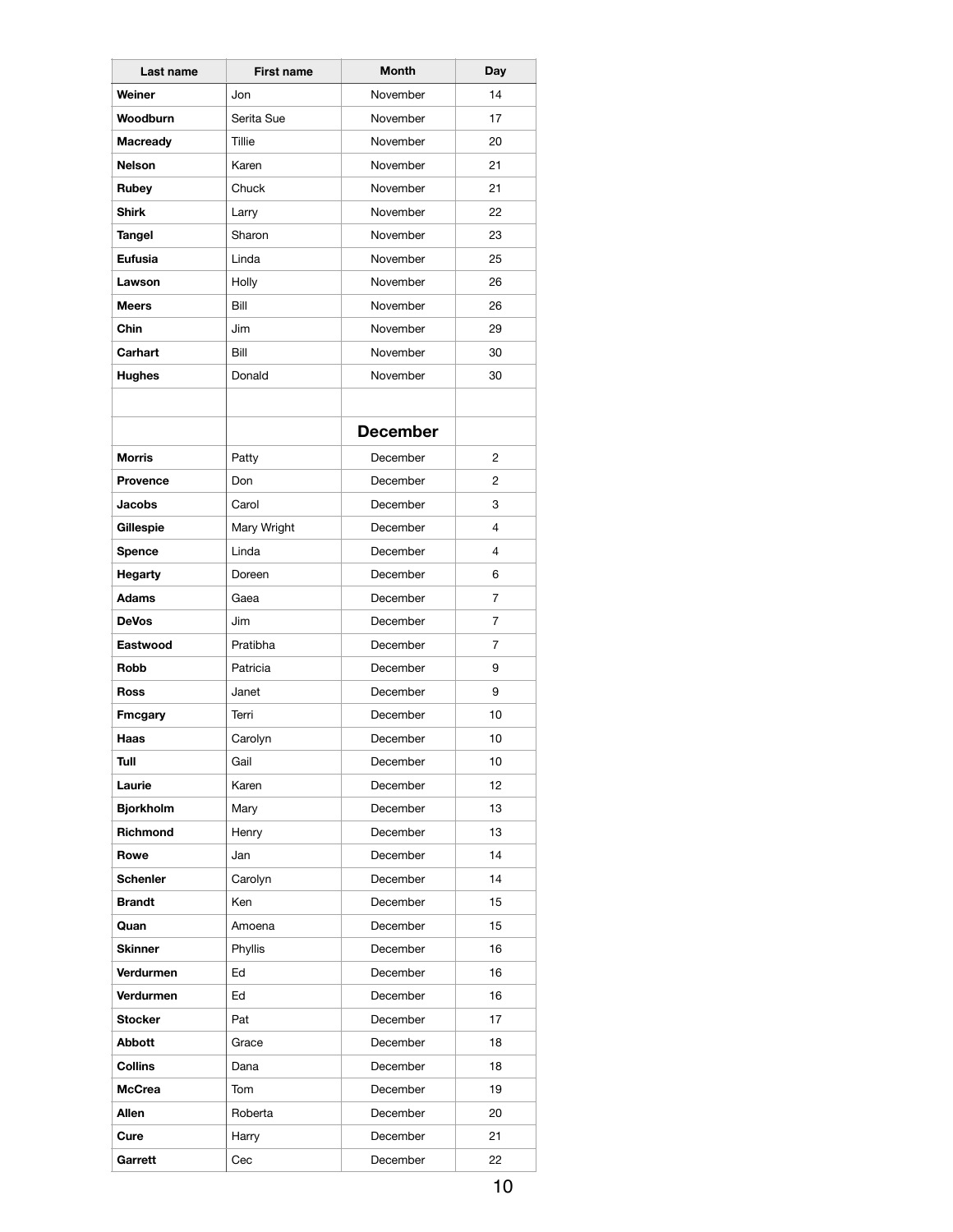| Last name | First name | Month | Day |
| --- | --- | --- | --- |
| **Weiner** | Jon | November | 14 |
| **Woodburn** | Serita Sue | November | 17 |
| **Macready** | Tillie | November | 20 |
| **Nelson** | Karen | November | 21 |
| **Rubey** | Chuck | November | 21 |
| **Shirk** | Larry | November | 22 |
| **Tangel** | Sharon | November | 23 |
| **Eufusia** | Linda | November | 25 |
| **Lawson** | Holly | November | 26 |
| **Meers** | Bill | November | 26 |
| **Chin** | Jim | November | 29 |
| **Carhart** | Bill | November | 30 |
| **Hughes** | Donald | November | 30 |
| | | | |
| | | **December** | |
| **Morris** | Patty | December | 2 |
| **Provence** | Don | December | 2 |
| **Jacobs** | Carol | December | 3 |
| **Gillespie** | Mary Wright | December | 4 |
| **Spence** | Linda | December | 4 |
| **Hegarty** | Doreen | December | 6 |
| **Adams** | Gaea | December | 7 |
| **DeVos** | Jim | December | 7 |
| **Eastwood** | Pratibha | December | 7 |
| **Robb** | Patricia | December | 9 |
| **Ross** | Janet | December | 9 |
| **Fmcgary** | Terri | December | 10 |
| **Haas** | Carolyn | December | 10 |
| **Tull** | Gail | December | 10 |
| **Laurie** | Karen | December | 12 |
| **Bjorkholm** | Mary | December | 13 |
| **Richmond** | Henry | December | 13 |
| **Rowe** | Jan | December | 14 |
| **Schenler** | Carolyn | December | 14 |
| **Brandt** | Ken | December | 15 |
| **Quan** | Amoena | December | 15 |
| **Skinner** | Phyllis | December | 16 |
| **Verdurmen** | Ed | December | 16 |
| **Verdurmen** | Ed | December | 16 |
| **Stocker** | Pat | December | 17 |
| **Abbott** | Grace | December | 18 |
| **Collins** | Dana | December | 18 |
| **McCrea** | Tom | December | 19 |
| **Allen** | Roberta | December | 20 |
| **Cure** | Harry | December | 21 |
| **Garrett** | Cec | December | 22 |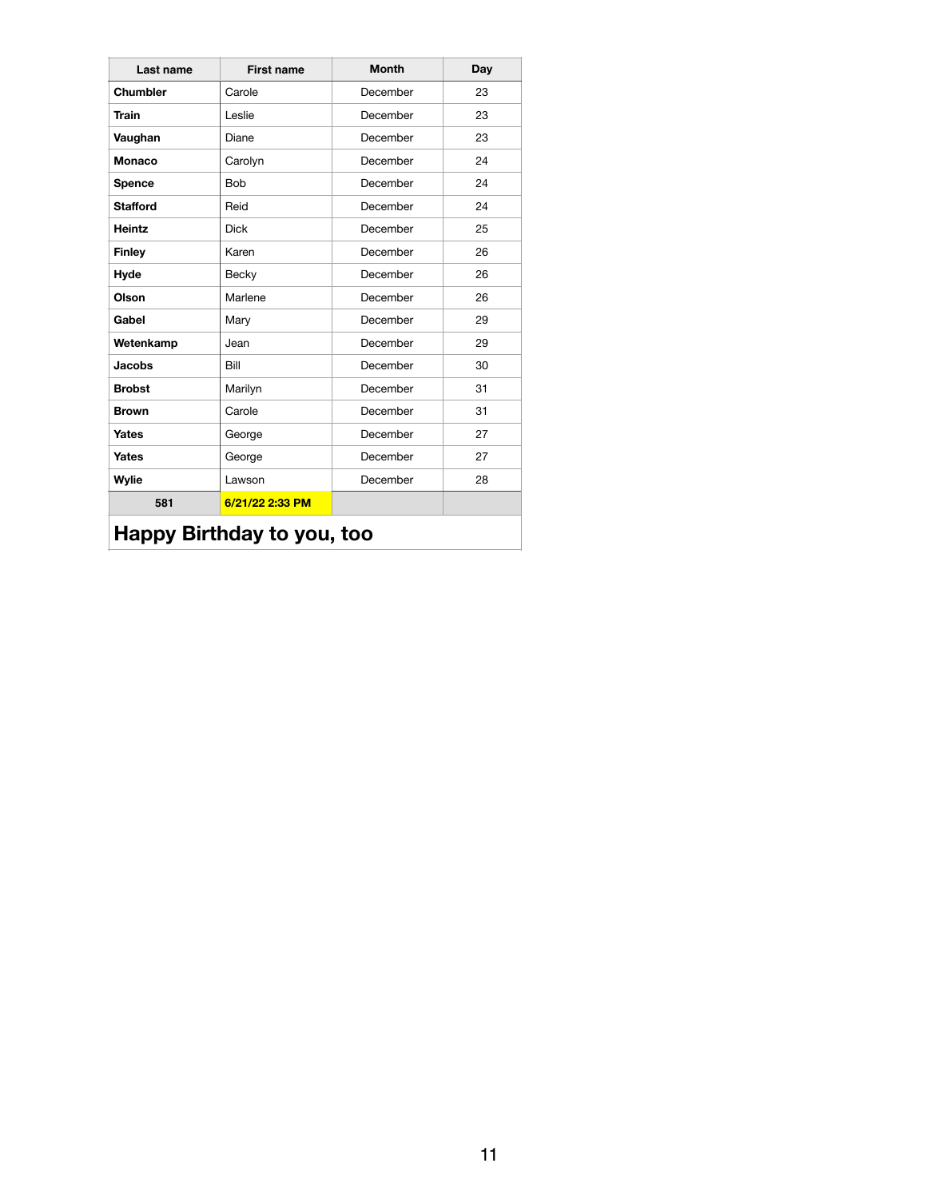| Last name | First name | Month | Day |
|---|---|---|---|
| **Chumbler** | Carole | December | 23 |
| **Train** | Leslie | December | 23 |
| **Vaughan** | Diane | December | 23 |
| **Monaco** | Carolyn | December | 24 |
| **Spence** | Bob | December | 24 |
| **Stafford** | Reid | December | 24 |
| **Heintz** | Dick | December | 25 |
| **Finley** | Karen | December | 26 |
| **Hyde** | Becky | December | 26 |
| **Olson** | Marlene | December | 26 |
| **Gabel** | Mary | December | 29 |
| **Wetenkamp** | Jean | December | 29 |
| **Jacobs** | Bill | December | 30 |
| **Brobst** | Marilyn | December | 31 |
| **Brown** | Carole | December | 31 |
| **Yates** | George | December | 27 |
| **Yates** | George | December | 27 |
| **Wylie** | Lawson | December | 28 |
| **581** | **6/21/22 2:33 PM** | | |

## Happy Birthday to you, too